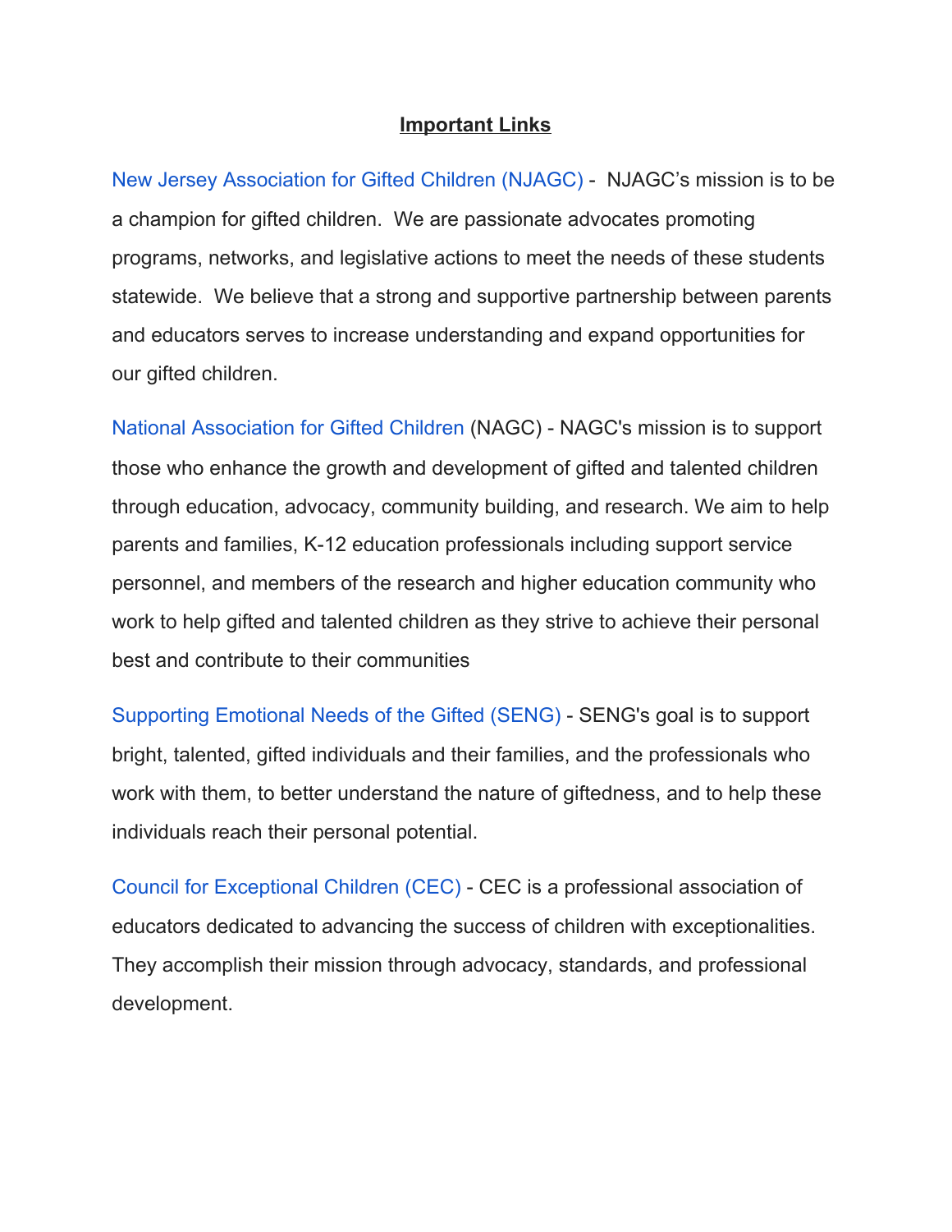**Important Links**

New Jersey Association for Gifted Children (NJAGC) - NJAGC's mission is to be a champion for gifted children. We are passionate advocates promoting programs, networks, and legislative actions to meet the needs of these students statewide. We believe that a strong and supportive partnership between parents and educators serves to increase understanding and expand opportunities for our gifted children.

National Association for Gifted Children (NAGC) - NAGC's mission is to support those who enhance the growth and development of gifted and talented children through education, advocacy, community building, and research. We aim to help parents and families, K-12 education professionals including support service personnel, and members of the research and higher education community who work to help gifted and talented children as they strive to achieve their personal best and contribute to their communities

Supporting Emotional Needs of the Gifted (SENG) - SENG's goal is to support bright, talented, gifted individuals and their families, and the professionals who work with them, to better understand the nature of giftedness, and to help these individuals reach their personal potential.

Council for Exceptional Children (CEC) - CEC is a professional association of educators dedicated to advancing the success of children with exceptionalities. They accomplish their mission through advocacy, standards, and professional development.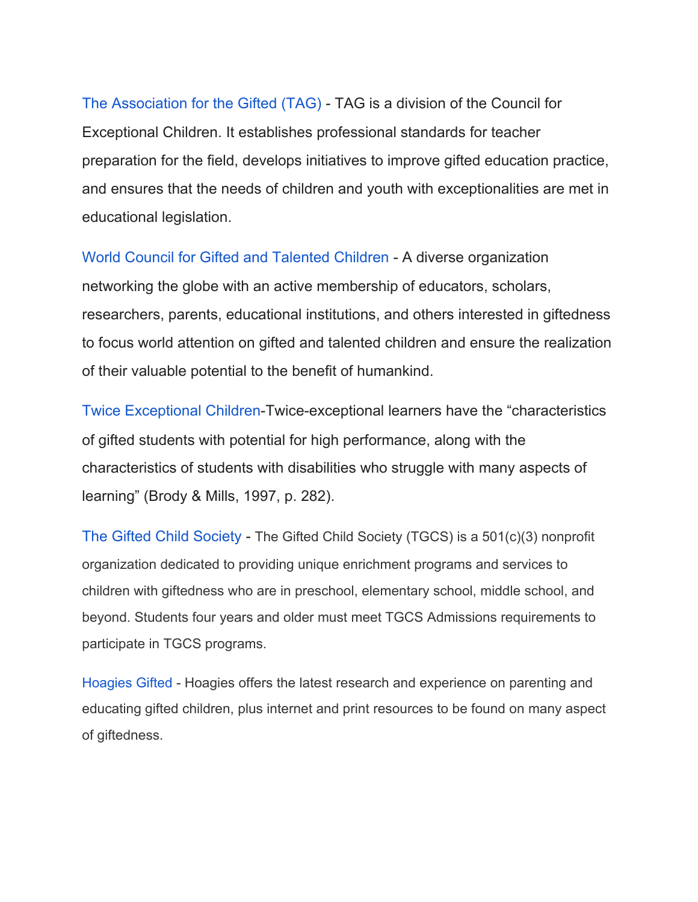The Association for the Gifted (TAG) - TAG is a division of the Council for Exceptional Children. It establishes professional standards for teacher preparation for the field, develops initiatives to improve gifted education practice, and ensures that the needs of children and youth with exceptionalities are met in educational legislation.

World Council for Gifted and Talented Children - A diverse organization networking the globe with an active membership of educators, scholars, researchers, parents, educational institutions, and others interested in giftedness to focus world attention on gifted and talented children and ensure the realization of their valuable potential to the benefit of humankind.

Twice Exceptional Children-Twice-exceptional learners have the "characteristics of gifted students with potential for high performance, along with the characteristics of students with disabilities who struggle with many aspects of learning" (Brody & Mills, 1997, p. 282).

The Gifted Child Society - The Gifted Child Society (TGCS) is a 501(c)(3) nonprofit organization dedicated to providing unique enrichment programs and services to children with giftedness who are in preschool, elementary school, middle school, and beyond. Students four years and older must meet TGCS Admissions requirements to participate in TGCS programs.

Hoagies Gifted - Hoagies offers the latest research and experience on parenting and educating gifted children, plus internet and print resources to be found on many aspect of giftedness.